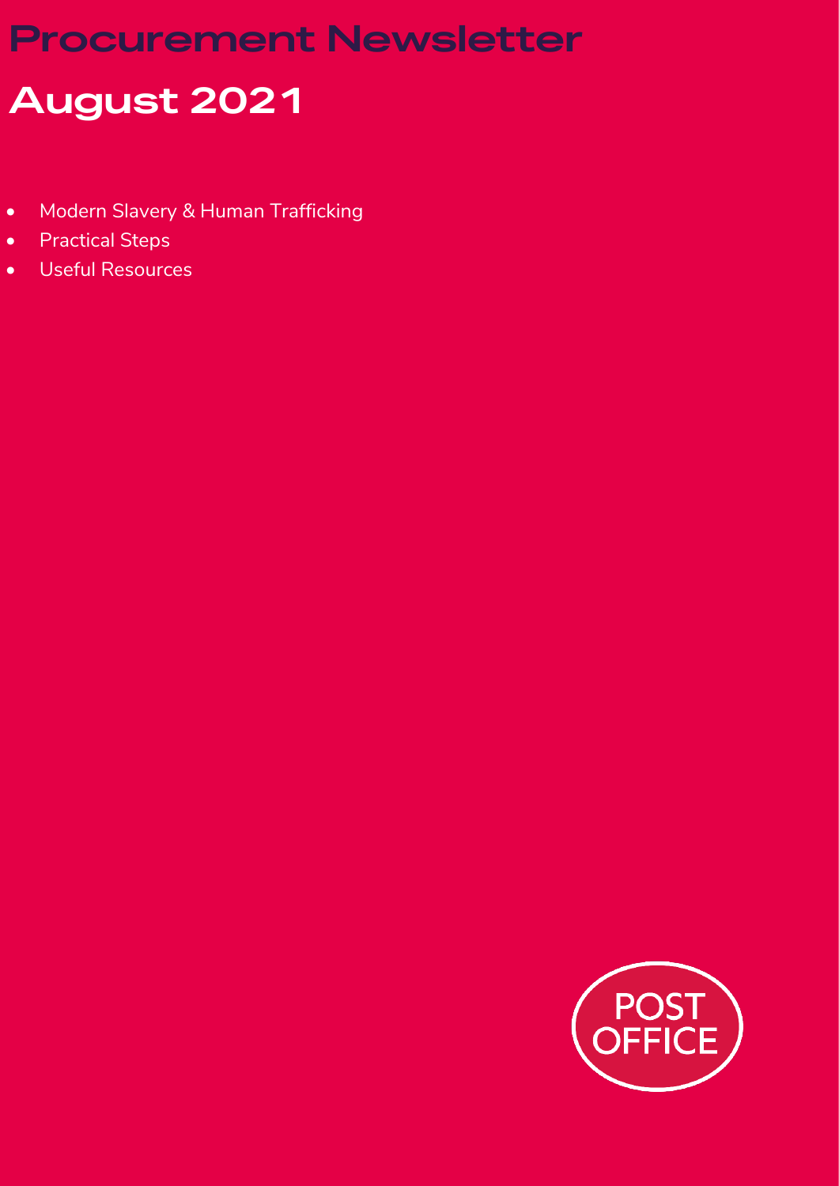# Procurement Newsletter

## August 2021

- Modern Slavery & Human Trafficking
- Practical Steps
- Useful Resources

POST OFFICE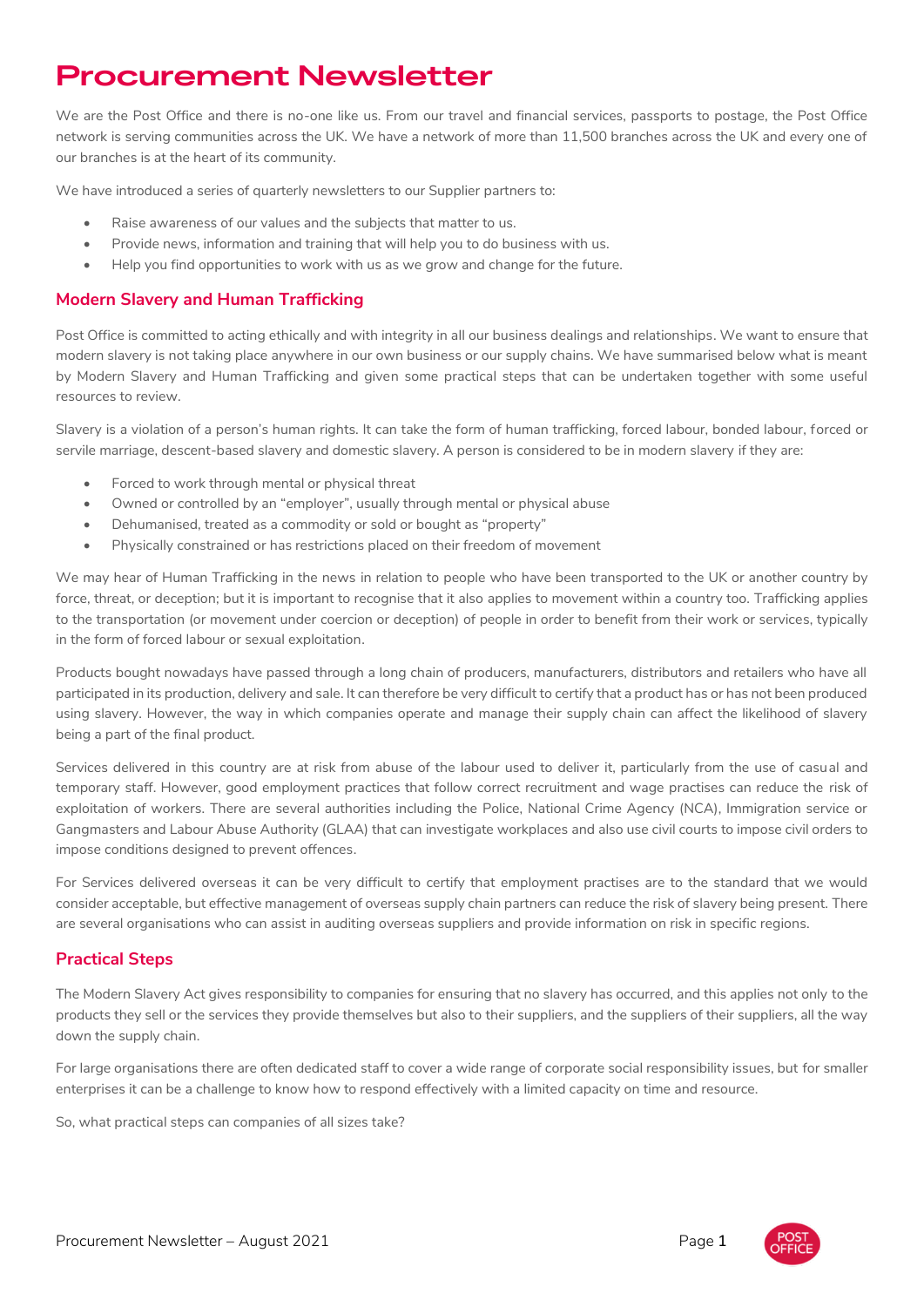# Procurement Newsletter

We are the Post Office and there is no-one like us. From our travel and financial services, passports to postage, the Post Office network is serving communities across the UK. We have a network of more than 11,500 branches across the UK and every one of our branches is at the heart of its community.

We have introduced a series of quarterly newsletters to our Supplier partners to:

- Raise awareness of our values and the subjects that matter to us.
- Provide news, information and training that will help you to do business with us.
- Help you find opportunities to work with us as we grow and change for the future.

## Modern Slavery and Human Trafficking

Post Office is committed to acting ethically and with integrity in all our business dealings and relationships. We want to ensure that modern slavery is not taking place anywhere in our own business or our supply chains. We have summarised below what is meant by Modern Slavery and Human Trafficking and given some practical steps that can be undertaken together with some useful resources to review.

Slavery is a violation of a person's human rights. It can take the form of human trafficking, forced labour, bonded labour, forced or servile marriage, descent-based slavery and domestic slavery. A person is considered to be in modern slavery if they are:

- Forced to work through mental or physical threat
- Owned or controlled by an "employer", usually through mental or physical abuse
- Dehumanised, treated as a commodity or sold or bought as "property"
- Physically constrained or has restrictions placed on their freedom of movement

We may hear of Human Trafficking in the news in relation to people who have been transported to the UK or another country by force, threat, or deception; but it is important to recognise that it also applies to movement within a country too. Trafficking applies to the transportation (or movement under coercion or deception) of people in order to benefit from their work or services, typically in the form of forced labour or sexual exploitation.

Products bought nowadays have passed through a long chain of producers, manufacturers, distributors and retailers who have all participated in its production, delivery and sale. It can therefore be very difficult to certify that a product has or has not been produced using slavery. However, the way in which companies operate and manage their supply chain can affect the likelihood of slavery being a part of the final product.

Services delivered in this country are at risk from abuse of the labour used to deliver it, particularly from the use of casual and temporary staff. However, good employment practices that follow correct recruitment and wage practises can reduce the risk of exploitation of workers. There are several authorities including the Police, National Crime Agency (NCA), Immigration service or Gangmasters and Labour Abuse Authority (GLAA) that can investigate workplaces and also use civil courts to impose civil orders to impose conditions designed to prevent offences.

For Services delivered overseas it can be very difficult to certify that employment practises are to the standard that we would consider acceptable, but effective management of overseas supply chain partners can reduce the risk of slavery being present. There are several organisations who can assist in auditing overseas suppliers and provide information on risk in specific regions.

## Practical Steps

The Modern Slavery Act gives responsibility to companies for ensuring that no slavery has occurred, and this applies not only to the products they sell or the services they provide themselves but also to their suppliers, and the suppliers of their suppliers, all the way down the supply chain.

For large organisations there are often dedicated staff to cover a wide range of corporate social responsibility issues, but for smaller enterprises it can be a challenge to know how to respond effectively with a limited capacity on time and resource.

So, what practical steps can companies of all sizes take?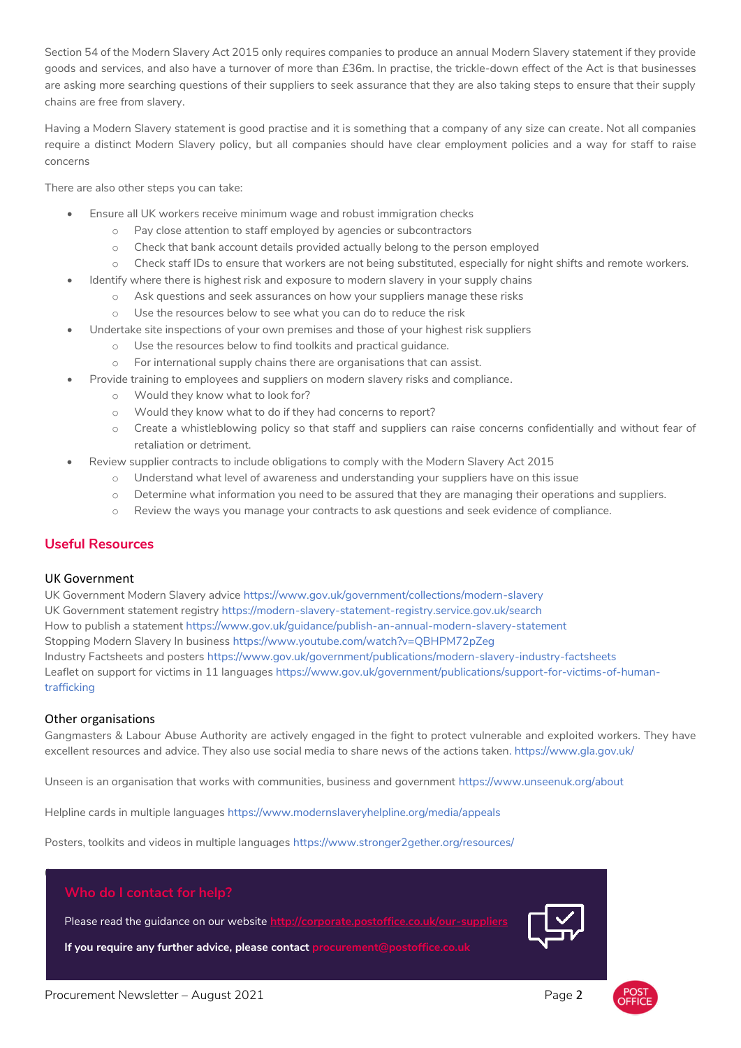Section 54 of the Modern Slavery Act 2015 only requires companies to produce an annual Modern Slavery statement if they provide goods and services, and also have a turnover of more than £36m. In practise, the trickle-down effect of the Act is that businesses are asking more searching questions of their suppliers to seek assurance that they are also taking steps to ensure that their supply chains are free from slavery.

Having a Modern Slavery statement is good practise and it is something that a company of any size can create. Not all companies require a distinct Modern Slavery policy, but all companies should have clear employment policies and a way for staff to raise concerns

There are also other steps you can take:

- Ensure all UK workers receive minimum wage and robust immigration checks
    - Pay close attention to staff employed by agencies or subcontractors
    - Check that bank account details provided actually belong to the person employed
    - Check staff IDs to ensure that workers are not being substituted, especially for night shifts and remote workers.
- Identify where there is highest risk and exposure to modern slavery in your supply chains
    - Ask questions and seek assurances on how your suppliers manage these risks
    - Use the resources below to see what you can do to reduce the risk
- Undertake site inspections of your own premises and those of your highest risk suppliers
    - Use the resources below to find toolkits and practical guidance.
    - For international supply chains there are organisations that can assist.
- Provide training to employees and suppliers on modern slavery risks and compliance.
    - Would they know what to look for?
    - Would they know what to do if they had concerns to report?
    - Create a whistleblowing policy so that staff and suppliers can raise concerns confidentially and without fear of retaliation or detriment.
- Review supplier contracts to include obligations to comply with the Modern Slavery Act 2015
    - Understand what level of awareness and understanding your suppliers have on this issue
    - Determine what information you need to be assured that they are managing their operations and suppliers.
    - Review the ways you manage your contracts to ask questions and seek evidence of compliance.

## Useful Resources

### UK Government

UK Government Modern Slavery advice https://www.gov.uk/government/collections/modern-slavery
UK Government statement registry https://modern-slavery-statement-registry.service.gov.uk/search
How to publish a statement https://www.gov.uk/guidance/publish-an-annual-modern-slavery-statement
Stopping Modern Slavery In business https://www.youtube.com/watch?v=QBHPM72pZeg
Industry Factsheets and posters https://www.gov.uk/government/publications/modern-slavery-industry-factsheets
Leaflet on support for victims in 11 languages https://www.gov.uk/government/publications/support-for-victims-of-human-trafficking

### Other organisations

Gangmasters & Labour Abuse Authority are actively engaged in the fight to protect vulnerable and exploited workers. They have excellent resources and advice. They also use social media to share news of the actions taken. https://www.gla.gov.uk/

Unseen is an organisation that works with communities, business and government https://www.unseenuk.org/about

Helpline cards in multiple languages https://www.modernslaveryhelpline.org/media/appeals

Posters, toolkits and videos in multiple languages https://www.stronger2gether.org/resources/

## Who do I contact for help?

Please read the guidance on our website http://corporate.postoffice.co.uk/our-suppliers

**If you require any further advice, please contact** procurement@postoffice.co.uk

Procurement Newsletter – August 2021